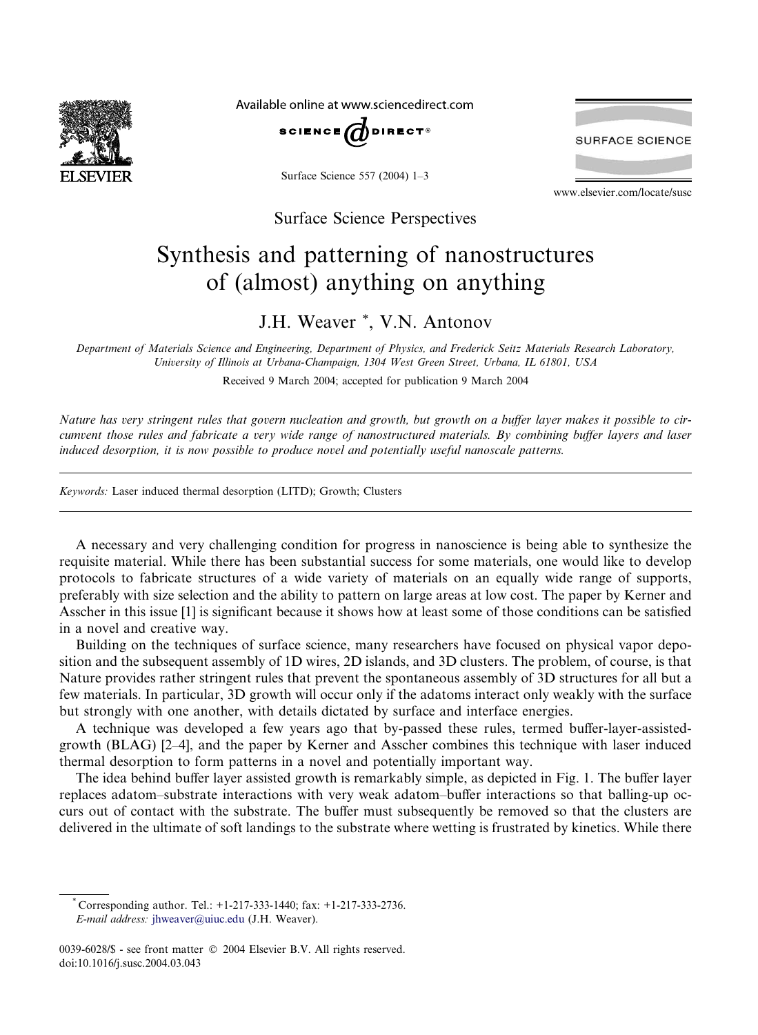Surface Science Perspectives

# Synthesis and patterning of nanostructures of (almost) anything on anything

J.H. Weaver *, V.N. Antonov

*Department of Materials Science and Engineering, Department of Physics, and Frederick Seitz Materials Research Laboratory, University of Illinois at Urbana-Champaign, 1304 West Green Street, Urbana, IL 61801, USA*

Received 9 March 2004; accepted for publication 9 March 2004

*Nature has very stringent rules that govern nucleation and growth, but growth on a buffer layer makes it possible to circumvent those rules and fabricate a very wide range of nanostructured materials. By combining buffer layers and laser induced desorption, it is now possible to produce novel and potentially useful nanoscale patterns.*

*Keywords:* Laser induced thermal desorption (LITD); Growth; Clusters

A necessary and very challenging condition for progress in nanoscience is being able to synthesize the requisite material. While there has been substantial success for some materials, one would like to develop protocols to fabricate structures of a wide variety of materials on an equally wide range of supports, preferably with size selection and the ability to pattern on large areas at low cost. The paper by Kerner and Asscher in this issue [1] is significant because it shows how at least some of those conditions can be satisfied in a novel and creative way.

Building on the techniques of surface science, many researchers have focused on physical vapor deposition and the subsequent assembly of 1D wires, 2D islands, and 3D clusters. The problem, of course, is that Nature provides rather stringent rules that prevent the spontaneous assembly of 3D structures for all but a few materials. In particular, 3D growth will occur only if the adatoms interact only weakly with the surface but strongly with one another, with details dictated by surface and interface energies.

A technique was developed a few years ago that by-passed these rules, termed buffer-layer-assisted-growth (BLAG) [2–4], and the paper by Kerner and Asscher combines this technique with laser induced thermal desorption to form patterns in a novel and potentially important way.

The idea behind buffer layer assisted growth is remarkably simple, as depicted in Fig. 1. The buffer layer replaces adatom–substrate interactions with very weak adatom–buffer interactions so that balling-up occurs out of contact with the substrate. The buffer must subsequently be removed so that the clusters are delivered in the ultimate of soft landings to the substrate where wetting is frustrated by kinetics. While there

* Corresponding author. Tel.: +1-217-333-1440; fax: +1-217-333-2736.
*E-mail address:* jhweaver@uiuc.edu (J.H. Weaver).

0039-6028/$ - see front matter © 2004 Elsevier B.V. All rights reserved.
doi:10.1016/j.susc.2004.03.043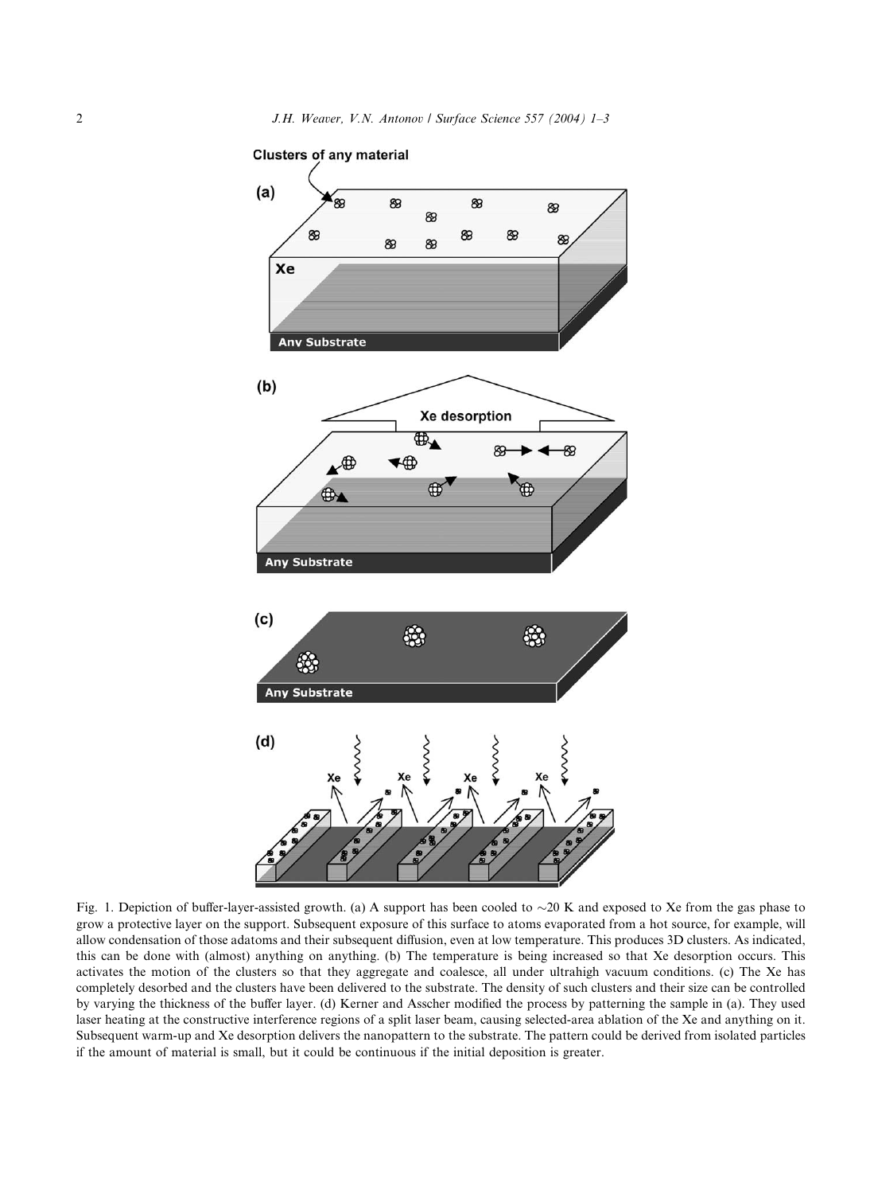Fig. 1. Depiction of buffer-layer-assisted growth. (a) A support has been cooled to ~20 K and exposed to Xe from the gas phase to grow a protective layer on the support. Subsequent exposure of this surface to atoms evaporated from a hot source, for example, will allow condensation of those adatoms and their subsequent diffusion, even at low temperature. This produces 3D clusters. As indicated, this can be done with (almost) anything on anything. (b) The temperature is being increased so that Xe desorption occurs. This activates the motion of the clusters so that they aggregate and coalesce, all under ultrahigh vacuum conditions. (c) The Xe has completely desorbed and the clusters have been delivered to the substrate. The density of such clusters and their size can be controlled by varying the thickness of the buffer layer. (d) Kerner and Asscher modified the process by patterning the sample in (a). They used laser heating at the constructive interference regions of a split laser beam, causing selected-area ablation of the Xe and anything on it. Subsequent warm-up and Xe desorption delivers the nanopattern to the substrate. The pattern could be derived from isolated particles if the amount of material is small, but it could be continuous if the initial deposition is greater.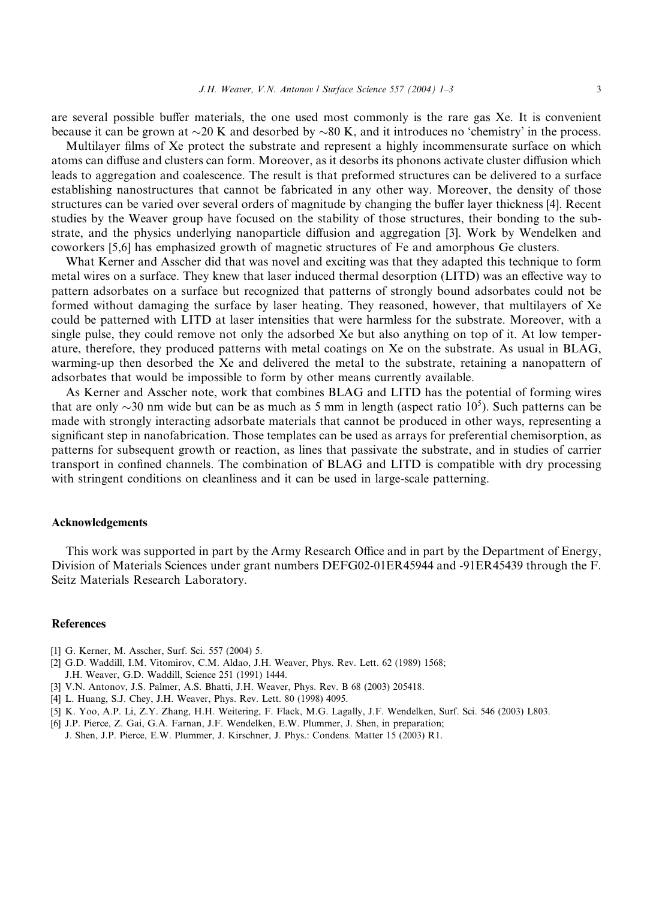are several possible buffer materials, the one used most commonly is the rare gas Xe. It is convenient because it can be grown at ~20 K and desorbed by ~80 K, and it introduces no 'chemistry' in the process.

Multilayer films of Xe protect the substrate and represent a highly incommensurate surface on which atoms can diffuse and clusters can form. Moreover, as it desorbs its phonons activate cluster diffusion which leads to aggregation and coalescence. The result is that preformed structures can be delivered to a surface establishing nanostructures that cannot be fabricated in any other way. Moreover, the density of those structures can be varied over several orders of magnitude by changing the buffer layer thickness [4]. Recent studies by the Weaver group have focused on the stability of those structures, their bonding to the substrate, and the physics underlying nanoparticle diffusion and aggregation [3]. Work by Wendelken and coworkers [5,6] has emphasized growth of magnetic structures of Fe and amorphous Ge clusters.

What Kerner and Asscher did that was novel and exciting was that they adapted this technique to form metal wires on a surface. They knew that laser induced thermal desorption (LITD) was an effective way to pattern adsorbates on a surface but recognized that patterns of strongly bound adsorbates could not be formed without damaging the surface by laser heating. They reasoned, however, that multilayers of Xe could be patterned with LITD at laser intensities that were harmless for the substrate. Moreover, with a single pulse, they could remove not only the adsorbed Xe but also anything on top of it. At low temperature, therefore, they produced patterns with metal coatings on Xe on the substrate. As usual in BLAG, warming-up then desorbed the Xe and delivered the metal to the substrate, retaining a nanopattern of adsorbates that would be impossible to form by other means currently available.

As Kerner and Asscher note, work that combines BLAG and LITD has the potential of forming wires that are only ~30 nm wide but can be as much as 5 mm in length (aspect ratio $10^5$). Such patterns can be made with strongly interacting adsorbate materials that cannot be produced in other ways, representing a significant step in nanofabrication. Those templates can be used as arrays for preferential chemisorption, as patterns for subsequent growth or reaction, as lines that passivate the substrate, and in studies of carrier transport in confined channels. The combination of BLAG and LITD is compatible with dry processing with stringent conditions on cleanliness and it can be used in large-scale patterning.

## Acknowledgements

This work was supported in part by the Army Research Office and in part by the Department of Energy, Division of Materials Sciences under grant numbers DEFG02-01ER45944 and -91ER45439 through the F. Seitz Materials Research Laboratory.

## References

[1] G. Kerner, M. Asscher, Surf. Sci. 557 (2004) 5.

[2] G.D. Waddill, I.M. Vitomirov, C.M. Aldao, J.H. Weaver, Phys. Rev. Lett. 62 (1989) 1568; J.H. Weaver, G.D. Waddill, Science 251 (1991) 1444.

[3] V.N. Antonov, J.S. Palmer, A.S. Bhatti, J.H. Weaver, Phys. Rev. B 68 (2003) 205418.

[4] L. Huang, S.J. Chey, J.H. Weaver, Phys. Rev. Lett. 80 (1998) 4095.

[5] K. Yoo, A.P. Li, Z.Y. Zhang, H.H. Weitering, F. Flack, M.G. Lagally, J.F. Wendelken, Surf. Sci. 546 (2003) L803.

[6] J.P. Pierce, Z. Gai, G.A. Farnan, J.F. Wendelken, E.W. Plummer, J. Shen, in preparation; J. Shen, J.P. Pierce, E.W. Plummer, J. Kirschner, J. Phys.: Condens. Matter 15 (2003) R1.